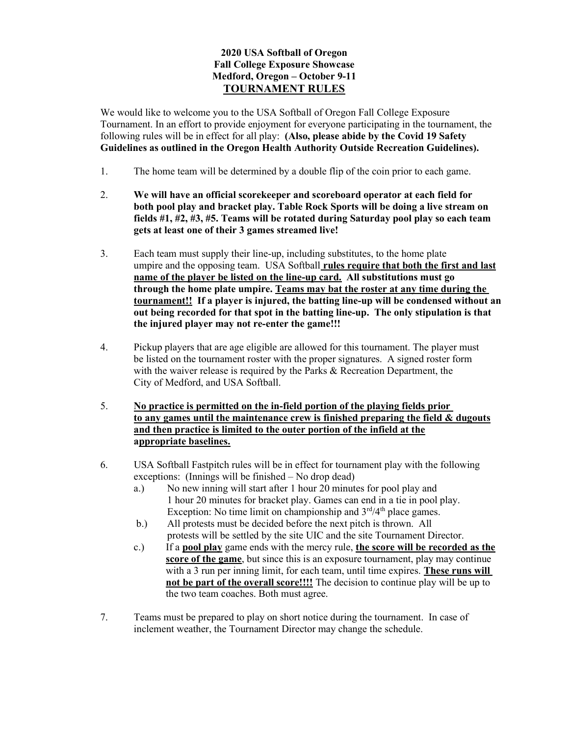**2020 USA Softball of Oregon**
**Fall College Exposure Showcase**
**Medford, Oregon – October 9-11**

# TOURNAMENT RULES

We would like to welcome you to the USA Softball of Oregon Fall College Exposure Tournament. In an effort to provide enjoyment for everyone participating in the tournament, the following rules will be in effect for all play: **(Also, please abide by the Covid 19 Safety Guidelines as outlined in the Oregon Health Authority Outside Recreation Guidelines).**

1. The home team will be determined by a double flip of the coin prior to each game.

2. **We will have an official scorekeeper and scoreboard operator at each field for both pool play and bracket play. Table Rock Sports will be doing a live stream on fields #1, #2, #3, #5. Teams will be rotated during Saturday pool play so each team gets at least one of their 3 games streamed live!**

3. Each team must supply their line-up, including substitutes, to the home plate umpire and the opposing team. USA Softball **rules require that both the first and last name of the player be listed on the line-up card. All substitutions must go through the home plate umpire. Teams may bat the roster at any time during the tournament!! If a player is injured, the batting line-up will be condensed without an out being recorded for that spot in the batting line-up. The only stipulation is that the injured player may not re-enter the game!!!**

4. Pickup players that are age eligible are allowed for this tournament. The player must be listed on the tournament roster with the proper signatures. A signed roster form with the waiver release is required by the Parks & Recreation Department, the City of Medford, and USA Softball.

5. **No practice is permitted on the in-field portion of the playing fields prior to any games until the maintenance crew is finished preparing the field & dugouts and then practice is limited to the outer portion of the infield at the appropriate baselines.**

6. USA Softball Fastpitch rules will be in effect for tournament play with the following exceptions: (Innings will be finished – No drop dead)
   a.) No new inning will start after 1 hour 20 minutes for pool play and 1 hour 20 minutes for bracket play. Games can end in a tie in pool play. Exception: No time limit on championship and 3rd/4th place games.
   b.) All protests must be decided before the next pitch is thrown. All protests will be settled by the site UIC and the site Tournament Director.
   c.) If a **pool play** game ends with the mercy rule, **the score will be recorded as the score of the game**, but since this is an exposure tournament, play may continue with a 3 run per inning limit, for each team, until time expires. **These runs will not be part of the overall score!!!!** The decision to continue play will be up to the two team coaches. Both must agree.

7. Teams must be prepared to play on short notice during the tournament. In case of inclement weather, the Tournament Director may change the schedule.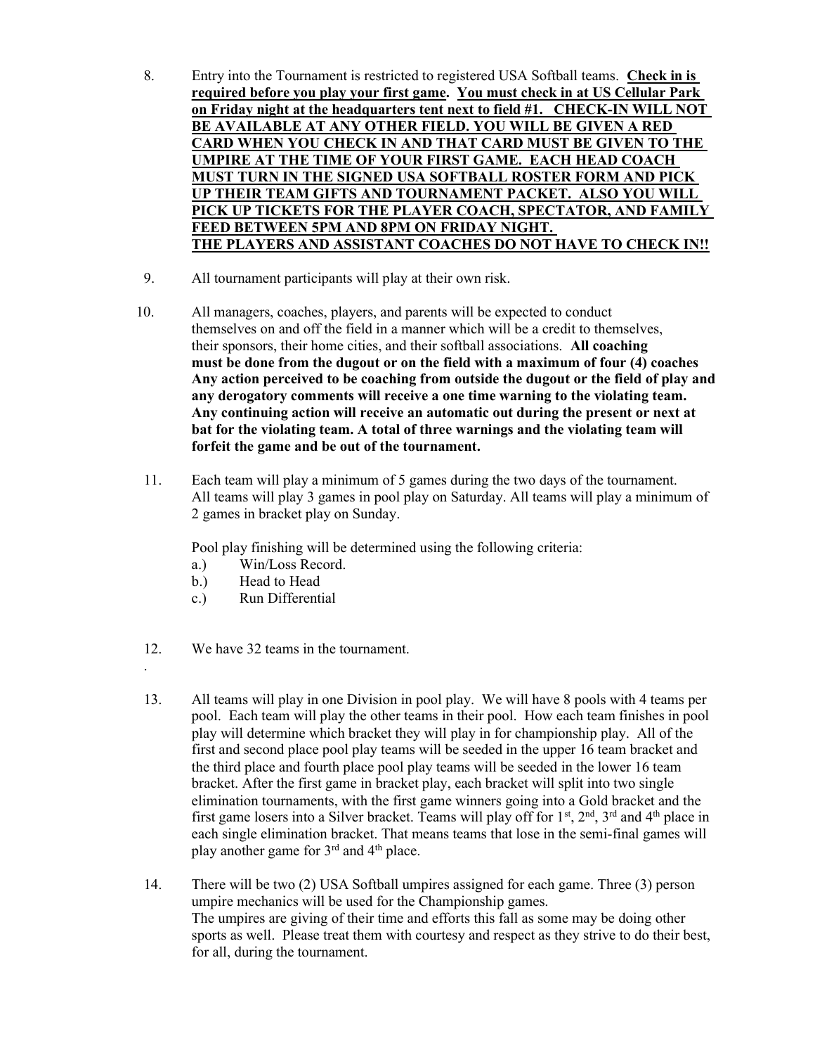8. Entry into the Tournament is restricted to registered USA Softball teams. **<u>Check in is required before you play your first game.</u>** **<u>You must check in at US Cellular Park on Friday night at the headquarters tent next to field #1. CHECK-IN WILL NOT BE AVAILABLE AT ANY OTHER FIELD. YOU WILL BE GIVEN A RED CARD WHEN YOU CHECK IN AND THAT CARD MUST BE GIVEN TO THE UMPIRE AT THE TIME OF YOUR FIRST GAME. EACH HEAD COACH MUST TURN IN THE SIGNED USA SOFTBALL ROSTER FORM AND PICK UP THEIR TEAM GIFTS AND TOURNAMENT PACKET. ALSO YOU WILL PICK UP TICKETS FOR THE PLAYER COACH, SPECTATOR, AND FAMILY FEED BETWEEN 5PM AND 8PM ON FRIDAY NIGHT. THE PLAYERS AND ASSISTANT COACHES DO NOT HAVE TO CHECK IN!!</u>**

9. All tournament participants will play at their own risk.

10. All managers, coaches, players, and parents will be expected to conduct themselves on and off the field in a manner which will be a credit to themselves, their sponsors, their home cities, and their softball associations. **All coaching must be done from the dugout or on the field with a maximum of four (4) coaches Any action perceived to be coaching from outside the dugout or the field of play and any derogatory comments will receive a one time warning to the violating team. Any continuing action will receive an automatic out during the present or next at bat for the violating team. A total of three warnings and the violating team will forfeit the game and be out of the tournament.**

11. Each team will play a minimum of 5 games during the two days of the tournament. All teams will play 3 games in pool play on Saturday. All teams will play a minimum of 2 games in bracket play on Sunday.

    Pool play finishing will be determined using the following criteria:

    a.) Win/Loss Record.
    b.) Head to Head
    c.) Run Differential

12. We have 32 teams in the tournament.

13. All teams will play in one Division in pool play. We will have 8 pools with 4 teams per pool. Each team will play the other teams in their pool. How each team finishes in pool play will determine which bracket they will play in for championship play. All of the first and second place pool play teams will be seeded in the upper 16 team bracket and the third place and fourth place pool play teams will be seeded in the lower 16 team bracket. After the first game in bracket play, each bracket will split into two single elimination tournaments, with the first game winners going into a Gold bracket and the first game losers into a Silver bracket. Teams will play off for 1st, 2nd, 3rd and 4th place in each single elimination bracket. That means teams that lose in the semi-final games will play another game for 3rd and 4th place.

14. There will be two (2) USA Softball umpires assigned for each game. Three (3) person umpire mechanics will be used for the Championship games.
    The umpires are giving of their time and efforts this fall as some may be doing other sports as well. Please treat them with courtesy and respect as they strive to do their best, for all, during the tournament.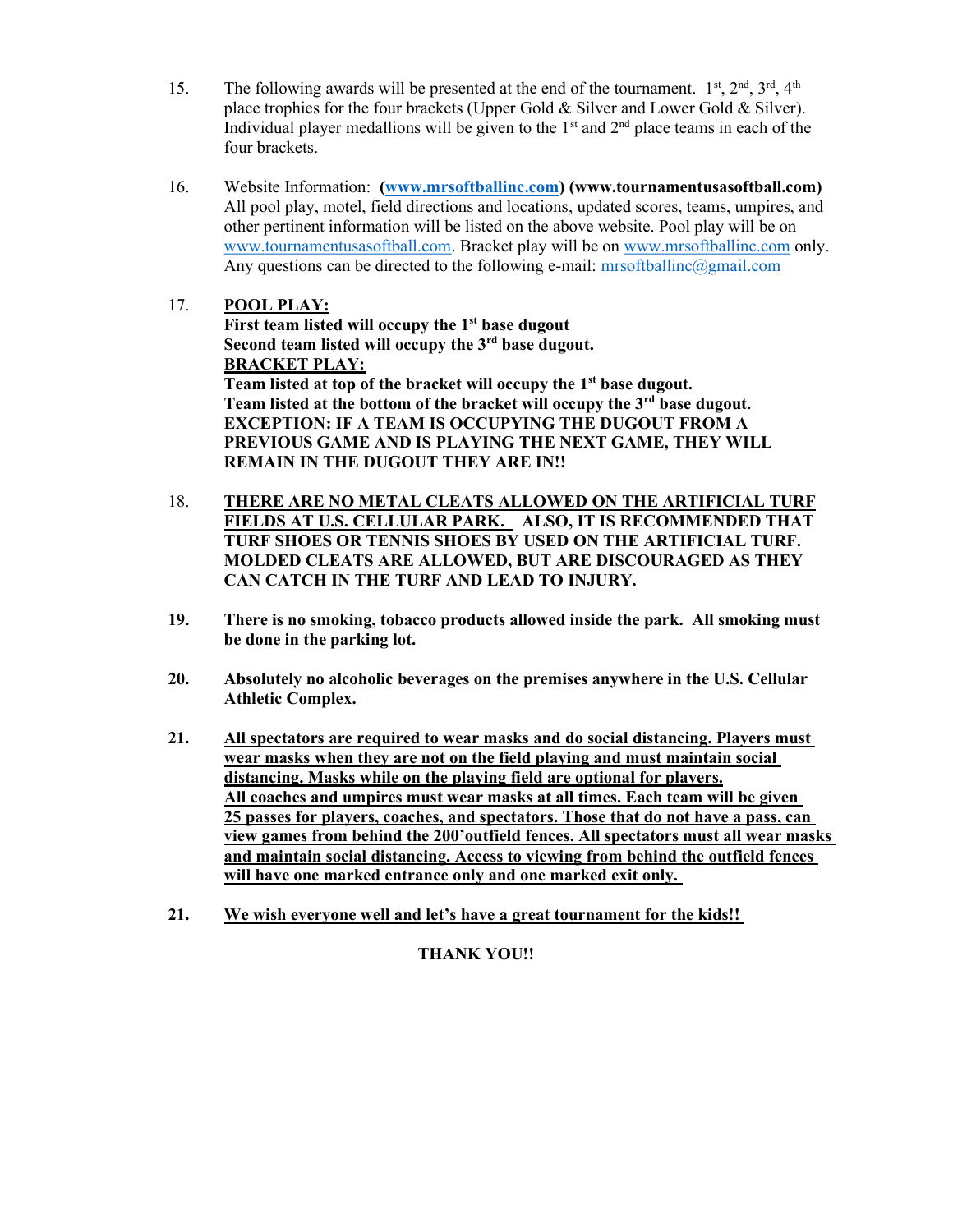15. The following awards will be presented at the end of the tournament. 1st, 2nd, 3rd, 4th place trophies for the four brackets (Upper Gold & Silver and Lower Gold & Silver). Individual player medallions will be given to the 1st and 2nd place teams in each of the four brackets.

16. Website Information: **(www.mrsoftballinc.com) (www.tournamentusasoftball.com)** All pool play, motel, field directions and locations, updated scores, teams, umpires, and other pertinent information will be listed on the above website. Pool play will be on www.tournamentusasoftball.com. Bracket play will be on www.mrsoftballinc.com only. Any questions can be directed to the following e-mail: mrsoftballinc@gmail.com

17. **POOL PLAY:**
    **First team listed will occupy the 1st base dugout**
    **Second team listed will occupy the 3rd base dugout.**
    **BRACKET PLAY:**
    **Team listed at top of the bracket will occupy the 1st base dugout.**
    **Team listed at the bottom of the bracket will occupy the 3rd base dugout.**
    **EXCEPTION: IF A TEAM IS OCCUPYING THE DUGOUT FROM A PREVIOUS GAME AND IS PLAYING THE NEXT GAME, THEY WILL REMAIN IN THE DUGOUT THEY ARE IN!!**

18. **THERE ARE NO METAL CLEATS ALLOWED ON THE ARTIFICIAL TURF FIELDS AT U.S. CELLULAR PARK. ALSO, IT IS RECOMMENDED THAT TURF SHOES OR TENNIS SHOES BY USED ON THE ARTIFICIAL TURF. MOLDED CLEATS ARE ALLOWED, BUT ARE DISCOURAGED AS THEY CAN CATCH IN THE TURF AND LEAD TO INJURY.**

19. **There is no smoking, tobacco products allowed inside the park. All smoking must be done in the parking lot.**

20. **Absolutely no alcoholic beverages on the premises anywhere in the U.S. Cellular Athletic Complex.**

21. **All spectators are required to wear masks and do social distancing. Players must wear masks when they are not on the field playing and must maintain social distancing. Masks while on the playing field are optional for players. All coaches and umpires must wear masks at all times. Each team will be given 25 passes for players, coaches, and spectators. Those that do not have a pass, can view games from behind the 200'outfield fences. All spectators must all wear masks and maintain social distancing. Access to viewing from behind the outfield fences will have one marked entrance only and one marked exit only.**

21. **We wish everyone well and let's have a great tournament for the kids!!**

**THANK YOU!!**